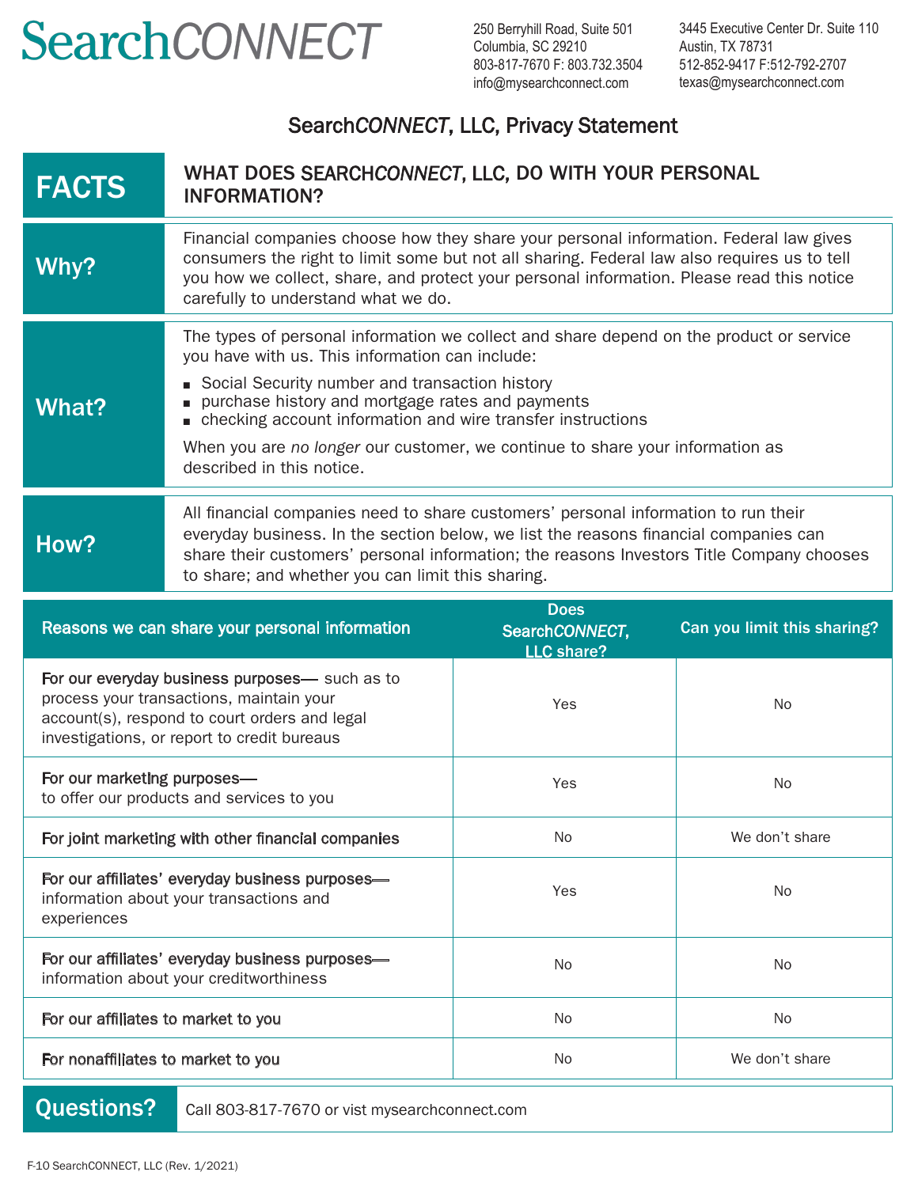# Search*CONNECT*

250 Berryhill Road, Suite 501
Columbia, SC 29210
803-817-7670 F: 803.732.3504
info@mysearchconnect.com

3445 Executive Center Dr. Suite 110
Austin, TX 78731
512-852-9417 F:512-792-2707
texas@mysearchconnect.com

## Search*CONNECT*, LLC, Privacy Statement

| FACTS | WHAT DOES SEARCH*CONNECT*, LLC, DO WITH YOUR PERSONAL INFORMATION? |
|---|---|
| **Why?** | Financial companies choose how they share your personal information. Federal law gives consumers the right to limit some but not all sharing. Federal law also requires us to tell you how we collect, share, and protect your personal information. Please read this notice carefully to understand what we do. |
| **What?** | The types of personal information we collect and share depend on the product or service you have with us. This information can include:<br>▪ Social Security number and transaction history<br>▪ purchase history and mortgage rates and payments<br>▪ checking account information and wire transfer instructions<br>When you are *no longer* our customer, we continue to share your information as described in this notice. |
| **How?** | All financial companies need to share customers' personal information to run their everyday business. In the section below, we list the reasons financial companies can share their customers' personal information; the reasons Investors Title Company chooses to share; and whether you can limit this sharing. |

| Reasons we can share your personal information | Does Search*CONNECT*, LLC share? | Can you limit this sharing? |
|---|---|---|
| **For our everyday business purposes**— such as to process your transactions, maintain your account(s), respond to court orders and legal investigations, or report to credit bureaus | Yes | No |
| **For our marketing purposes**— to offer our products and services to you | Yes | No |
| **For joint marketing with other financial companies** | No | We don't share |
| **For our affiliates' everyday business purposes**— information about your transactions and experiences | Yes | No |
| **For our affiliates' everyday business purposes**— information about your creditworthiness | No | No |
| **For our affiliates to market to you** | No | No |
| **For nonaffiliates to market to you** | No | We don't share |

| Questions? | Call 803-817-7670 or vist mysearchconnect.com |
|---|---|

F-10 SearchCONNECT, LLC (Rev. 1/2021)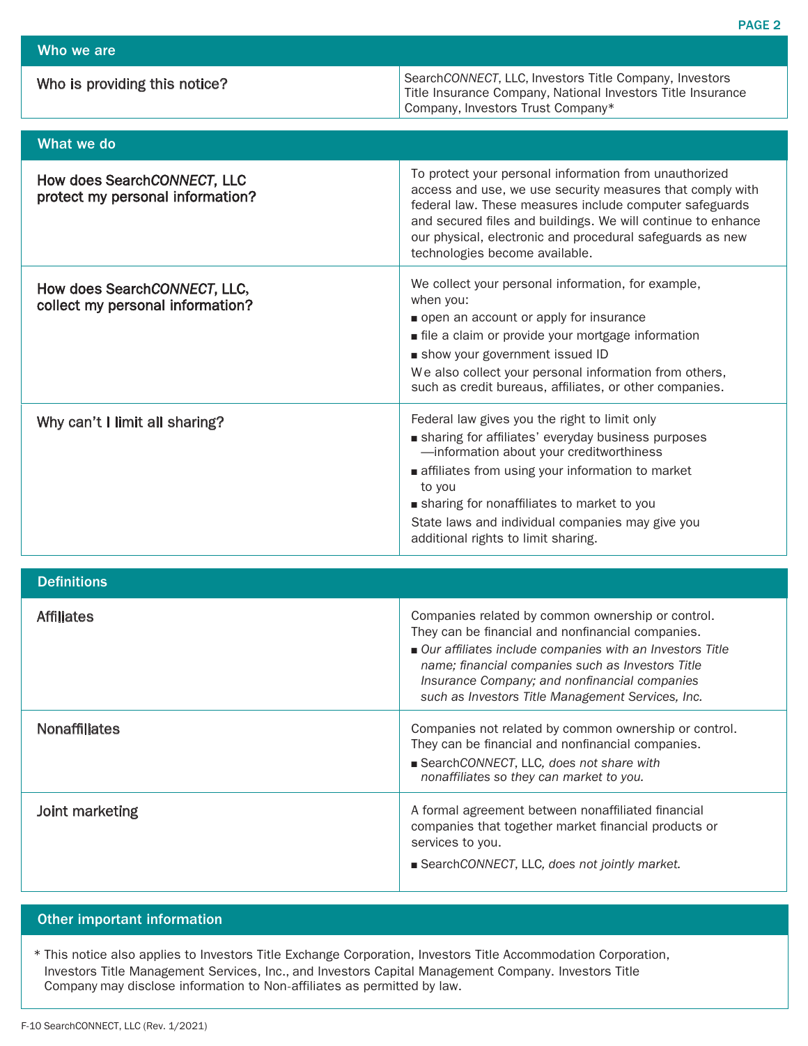| Who we are | |
|---|---|
| Who is providing this notice? | Search*CONNECT*, LLC, Investors Title Company, Investors Title Insurance Company, National Investors Title Insurance Company, Investors Trust Company* |

| What we do | |
|---|---|
| How does Search*CONNECT*, LLC protect my personal information? | To protect your personal information from unauthorized access and use, we use security measures that comply with federal law. These measures include computer safeguards and secured files and buildings. We will continue to enhance our physical, electronic and procedural safeguards as new technologies become available. |
| How does Search*CONNECT*, LLC, collect my personal information? | We collect your personal information, for example, when you:<br>■ open an account or apply for insurance<br>■ file a claim or provide your mortgage information<br>■ show your government issued ID<br>We also collect your personal information from others, such as credit bureaus, affiliates, or other companies. |
| Why can't I limit all sharing? | Federal law gives you the right to limit only<br>■ sharing for affiliates' everyday business purposes —information about your creditworthiness<br>■ affiliates from using your information to market to you<br>■ sharing for nonaffiliates to market to you<br>State laws and individual companies may give you additional rights to limit sharing. |

| Definitions | |
|---|---|
| Affiliates | Companies related by common ownership or control. They can be financial and nonfinancial companies.<br>■ *Our affiliates include companies with an Investors Title name; financial companies such as Investors Title Insurance Company; and nonfinancial companies such as Investors Title Management Services, Inc.* |
| Nonaffiliates | Companies not related by common ownership or control. They can be financial and nonfinancial companies.<br>■ Search*CONNECT*, LLC*, does not share with nonaffiliates so they can market to you.* |
| Joint marketing | A formal agreement between nonaffiliated financial companies that together market financial products or services to you.<br>■ Search*CONNECT*, LLC*, does not jointly market.* |

## Other important information

\* This notice also applies to Investors Title Exchange Corporation, Investors Title Accommodation Corporation, Investors Title Management Services, Inc., and Investors Capital Management Company. Investors Title Company may disclose information to Non-affiliates as permitted by law.

F-10 SearchCONNECT, LLC (Rev. 1/2021)